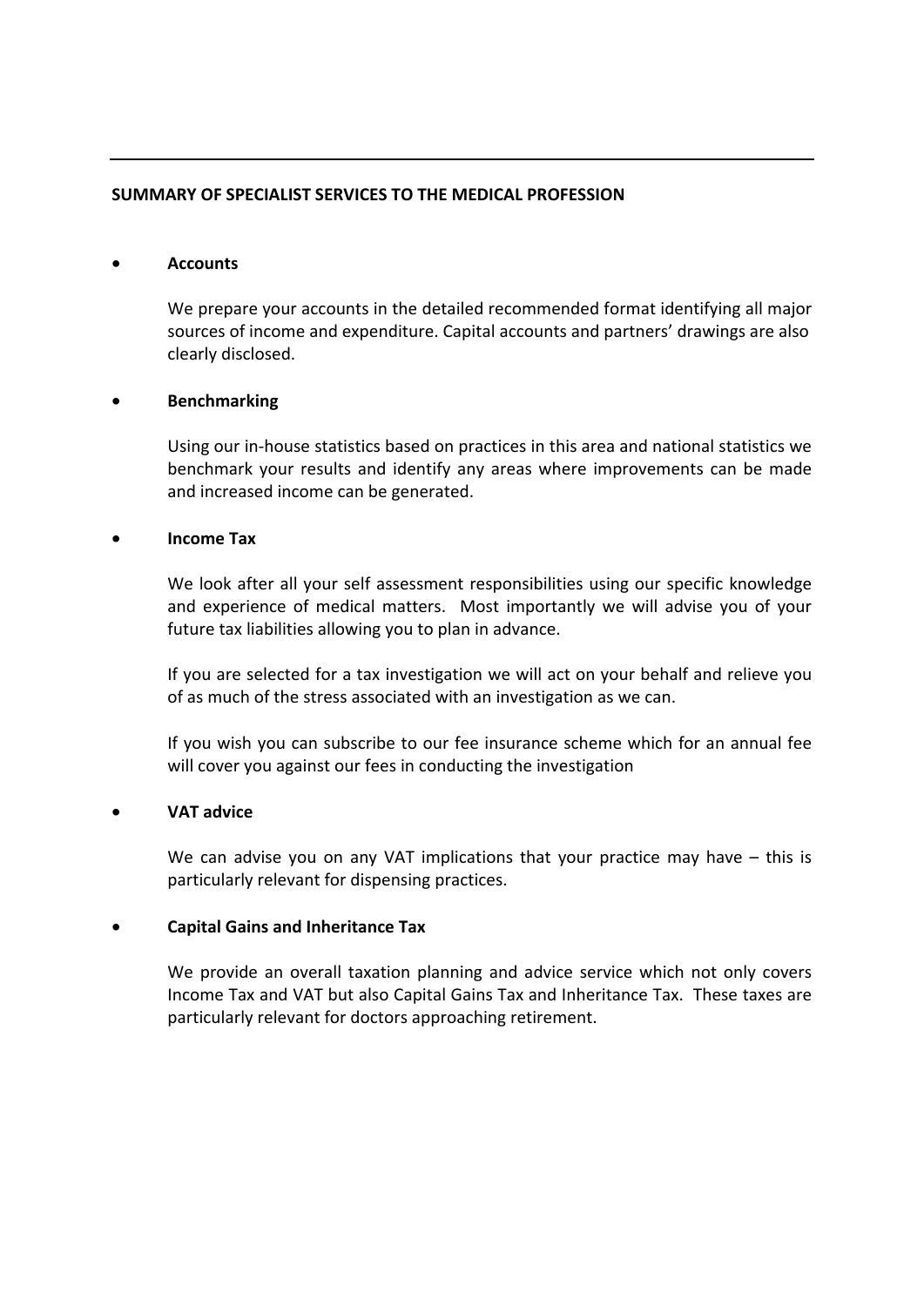## SUMMARY OF SPECIALIST SERVICES TO THE MEDICAL PROFESSION

- **Accounts**

  We prepare your accounts in the detailed recommended format identifying all major sources of income and expenditure. Capital accounts and partners' drawings are also clearly disclosed.

- **Benchmarking**

  Using our in-house statistics based on practices in this area and national statistics we benchmark your results and identify any areas where improvements can be made and increased income can be generated.

- **Income Tax**

  We look after all your self assessment responsibilities using our specific knowledge and experience of medical matters. Most importantly we will advise you of your future tax liabilities allowing you to plan in advance.

  If you are selected for a tax investigation we will act on your behalf and relieve you of as much of the stress associated with an investigation as we can.

  If you wish you can subscribe to our fee insurance scheme which for an annual fee will cover you against our fees in conducting the investigation

- **VAT advice**

  We can advise you on any VAT implications that your practice may have – this is particularly relevant for dispensing practices.

- **Capital Gains and Inheritance Tax**

  We provide an overall taxation planning and advice service which not only covers Income Tax and VAT but also Capital Gains Tax and Inheritance Tax. These taxes are particularly relevant for doctors approaching retirement.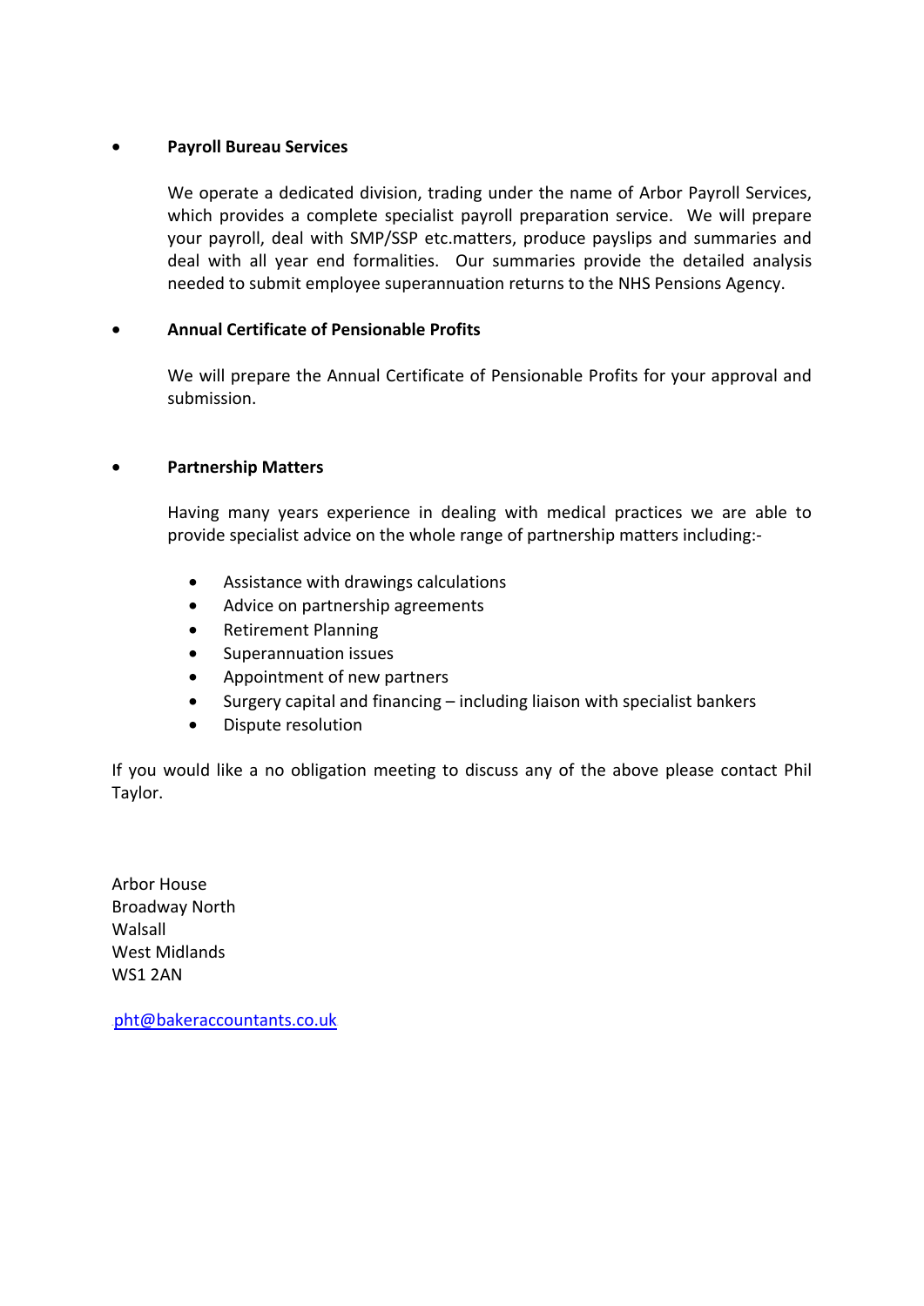- **Payroll Bureau Services**

  We operate a dedicated division, trading under the name of Arbor Payroll Services, which provides a complete specialist payroll preparation service. We will prepare your payroll, deal with SMP/SSP etc.matters, produce payslips and summaries and deal with all year end formalities. Our summaries provide the detailed analysis needed to submit employee superannuation returns to the NHS Pensions Agency.

- **Annual Certificate of Pensionable Profits**

  We will prepare the Annual Certificate of Pensionable Profits for your approval and submission.

- **Partnership Matters**

  Having many years experience in dealing with medical practices we are able to provide specialist advice on the whole range of partnership matters including:-

  - Assistance with drawings calculations
  - Advice on partnership agreements
  - Retirement Planning
  - Superannuation issues
  - Appointment of new partners
  - Surgery capital and financing – including liaison with specialist bankers
  - Dispute resolution

If you would like a no obligation meeting to discuss any of the above please contact Phil Taylor.

Arbor House
Broadway North
Walsall
West Midlands
WS1 2AN

pht@bakeraccountants.co.uk